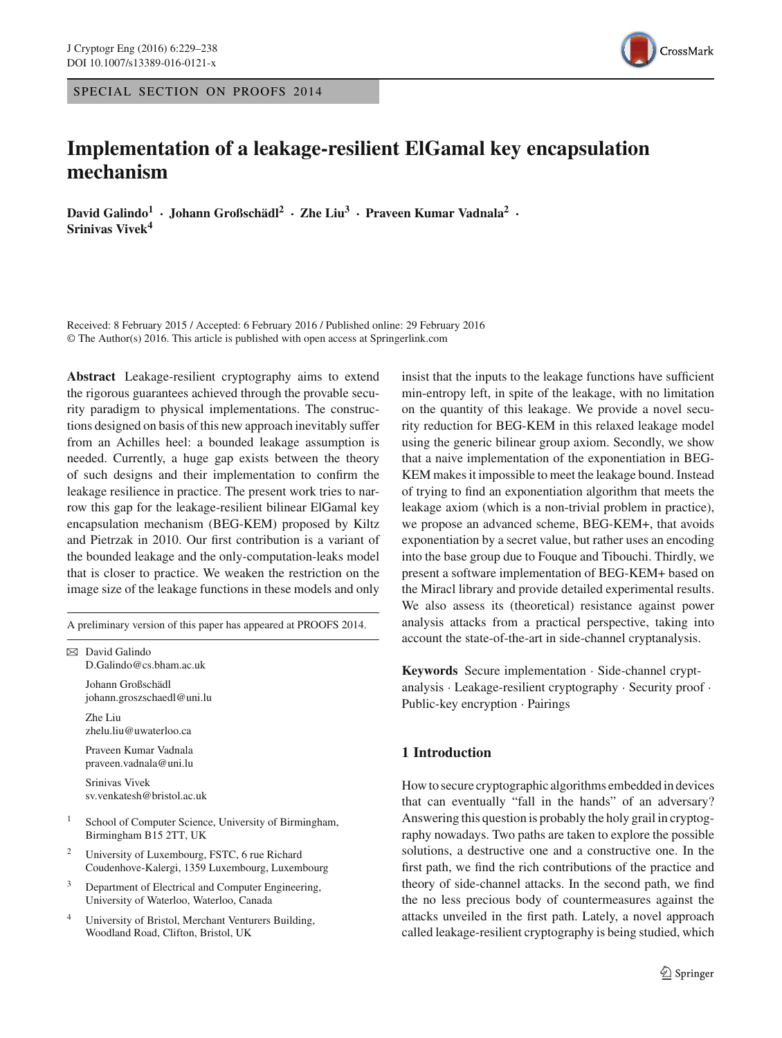SPECIAL SECTION ON PROOFS 2014

# Implementation of a leakage-resilient ElGamal key encapsulation mechanism

**David Galindo[1] · Johann Großschädl[2] · Zhe Liu[3] · Praveen Kumar Vadnala[2] · Srinivas Vivek[4]**

Received: 8 February 2015 / Accepted: 6 February 2016 / Published online: 29 February 2016
© The Author(s) 2016. This article is published with open access at Springerlink.com

**Abstract** Leakage-resilient cryptography aims to extend the rigorous guarantees achieved through the provable security paradigm to physical implementations. The constructions designed on basis of this new approach inevitably suffer from an Achilles heel: a bounded leakage assumption is needed. Currently, a huge gap exists between the theory of such designs and their implementation to confirm the leakage resilience in practice. The present work tries to narrow this gap for the leakage-resilient bilinear ElGamal key encapsulation mechanism (BEG-KEM) proposed by Kiltz and Pietrzak in 2010. Our first contribution is a variant of the bounded leakage and the only-computation-leaks model that is closer to practice. We weaken the restriction on the image size of the leakage functions in these models and only insist that the inputs to the leakage functions have sufficient min-entropy left, in spite of the leakage, with no limitation on the quantity of this leakage. We provide a novel security reduction for BEG-KEM in this relaxed leakage model using the generic bilinear group axiom. Secondly, we show that a naive implementation of the exponentiation in BEG-KEM makes it impossible to meet the leakage bound. Instead of trying to find an exponentiation algorithm that meets the leakage axiom (which is a non-trivial problem in practice), we propose an advanced scheme, BEG-KEM+, that avoids exponentiation by a secret value, but rather uses an encoding into the base group due to Fouque and Tibouchi. Thirdly, we present a software implementation of BEG-KEM+ based on the Miracl library and provide detailed experimental results. We also assess its (theoretical) resistance against power analysis attacks from a practical perspective, taking into account the state-of-the-art in side-channel cryptanalysis.

**Keywords** Secure implementation · Side-channel cryptanalysis · Leakage-resilient cryptography · Security proof · Public-key encryption · Pairings

A preliminary version of this paper has appeared at PROOFS 2014.

✉ David Galindo
D.Galindo@cs.bham.ac.uk

Johann Großschädl
johann.groszschaedl@uni.lu

Zhe Liu
zhelu.liu@uwaterloo.ca

Praveen Kumar Vadnala
praveen.vadnala@uni.lu

Srinivas Vivek
sv.venkatesh@bristol.ac.uk

1 School of Computer Science, University of Birmingham, Birmingham B15 2TT, UK

2 University of Luxembourg, FSTC, 6 rue Richard Coudenhove-Kalergi, 1359 Luxembourg, Luxembourg

3 Department of Electrical and Computer Engineering, University of Waterloo, Waterloo, Canada

4 University of Bristol, Merchant Venturers Building, Woodland Road, Clifton, Bristol, UK

## 1 Introduction

How to secure cryptographic algorithms embedded in devices that can eventually "fall in the hands" of an adversary? Answering this question is probably the holy grail in cryptography nowadays. Two paths are taken to explore the possible solutions, a destructive one and a constructive one. In the first path, we find the rich contributions of the practice and theory of side-channel attacks. In the second path, we find the no less precious body of countermeasures against the attacks unveiled in the first path. Lately, a novel approach called leakage-resilient cryptography is being studied, which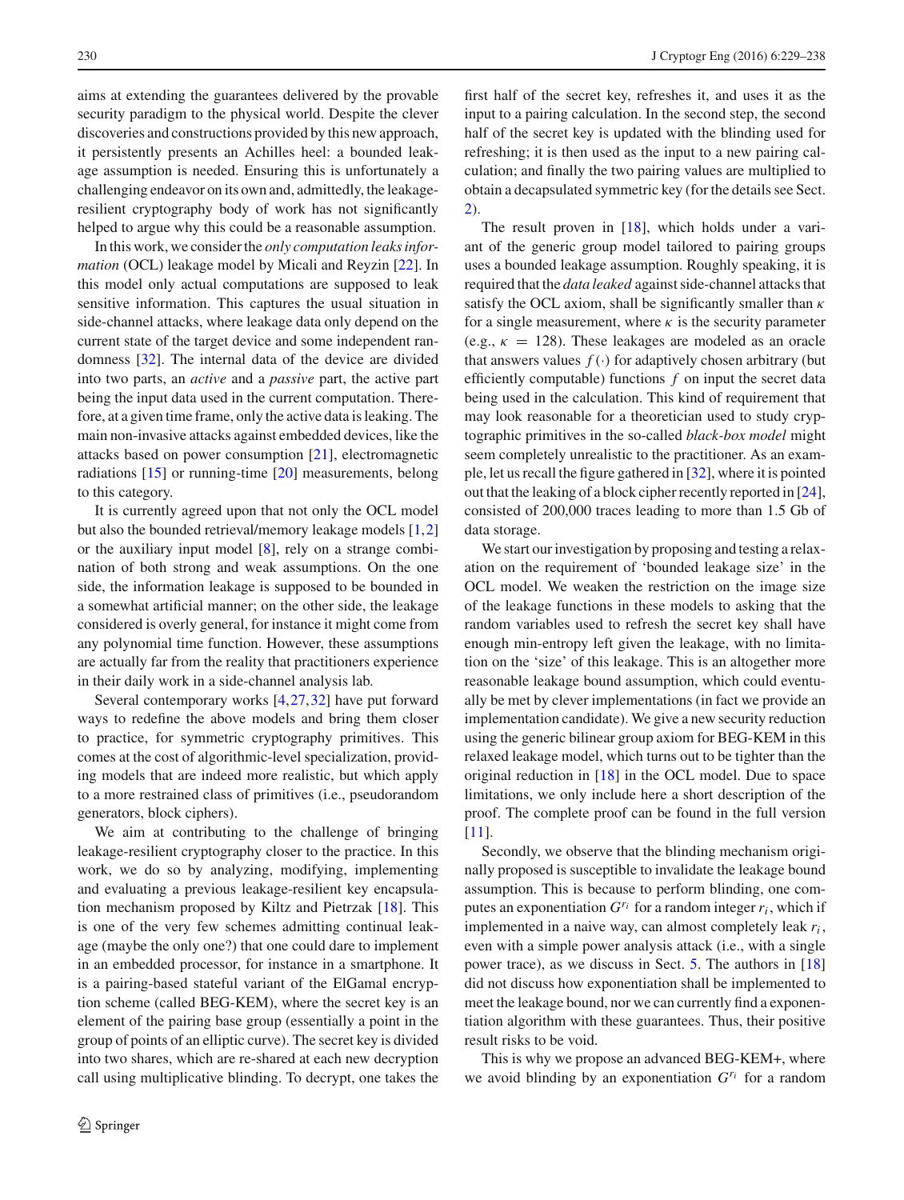aims at extending the guarantees delivered by the provable security paradigm to the physical world. Despite the clever discoveries and constructions provided by this new approach, it persistently presents an Achilles heel: a bounded leakage assumption is needed. Ensuring this is unfortunately a challenging endeavor on its own and, admittedly, the leakage-resilient cryptography body of work has not significantly helped to argue why this could be a reasonable assumption.

In this work, we consider the *only computation leaks information* (OCL) leakage model by Micali and Reyzin [22]. In this model only actual computations are supposed to leak sensitive information. This captures the usual situation in side-channel attacks, where leakage data only depend on the current state of the target device and some independent randomness [32]. The internal data of the device are divided into two parts, an *active* and a *passive* part, the active part being the input data used in the current computation. Therefore, at a given time frame, only the active data is leaking. The main non-invasive attacks against embedded devices, like the attacks based on power consumption [21], electromagnetic radiations [15] or running-time [20] measurements, belong to this category.

It is currently agreed upon that not only the OCL model but also the bounded retrieval/memory leakage models [1,2] or the auxiliary input model [8], rely on a strange combination of both strong and weak assumptions. On the one side, the information leakage is supposed to be bounded in a somewhat artificial manner; on the other side, the leakage considered is overly general, for instance it might come from any polynomial time function. However, these assumptions are actually far from the reality that practitioners experience in their daily work in a side-channel analysis lab.

Several contemporary works [4,27,32] have put forward ways to redefine the above models and bring them closer to practice, for symmetric cryptography primitives. This comes at the cost of algorithmic-level specialization, providing models that are indeed more realistic, but which apply to a more restrained class of primitives (i.e., pseudorandom generators, block ciphers).

We aim at contributing to the challenge of bringing leakage-resilient cryptography closer to the practice. In this work, we do so by analyzing, modifying, implementing and evaluating a previous leakage-resilient key encapsulation mechanism proposed by Kiltz and Pietrzak [18]. This is one of the very few schemes admitting continual leakage (maybe the only one?) that one could dare to implement in an embedded processor, for instance in a smartphone. It is a pairing-based stateful variant of the ElGamal encryption scheme (called BEG-KEM), where the secret key is an element of the pairing base group (essentially a point in the group of points of an elliptic curve). The secret key is divided into two shares, which are re-shared at each new decryption call using multiplicative blinding. To decrypt, one takes the first half of the secret key, refreshes it, and uses it as the input to a pairing calculation. In the second step, the second half of the secret key is updated with the blinding used for refreshing; it is then used as the input to a new pairing calculation; and finally the two pairing values are multiplied to obtain a decapsulated symmetric key (for the details see Sect. 2).

The result proven in [18], which holds under a variant of the generic group model tailored to pairing groups uses a bounded leakage assumption. Roughly speaking, it is required that the *data leaked* against side-channel attacks that satisfy the OCL axiom, shall be significantly smaller than $\kappa$ for a single measurement, where $\kappa$ is the security parameter (e.g., $\kappa = 128$). These leakages are modeled as an oracle that answers values $f(\cdot)$ for adaptively chosen arbitrary (but efficiently computable) functions $f$ on input the secret data being used in the calculation. This kind of requirement that may look reasonable for a theoretician used to study cryptographic primitives in the so-called *black-box model* might seem completely unrealistic to the practitioner. As an example, let us recall the figure gathered in [32], where it is pointed out that the leaking of a block cipher recently reported in [24], consisted of 200,000 traces leading to more than 1.5 Gb of data storage.

We start our investigation by proposing and testing a relaxation on the requirement of 'bounded leakage size' in the OCL model. We weaken the restriction on the image size of the leakage functions in these models to asking that the random variables used to refresh the secret key shall have enough min-entropy left given the leakage, with no limitation on the 'size' of this leakage. This is an altogether more reasonable leakage bound assumption, which could eventually be met by clever implementations (in fact we provide an implementation candidate). We give a new security reduction using the generic bilinear group axiom for BEG-KEM in this relaxed leakage model, which turns out to be tighter than the original reduction in [18] in the OCL model. Due to space limitations, we only include here a short description of the proof. The complete proof can be found in the full version [11].

Secondly, we observe that the blinding mechanism originally proposed is susceptible to invalidate the leakage bound assumption. This is because to perform blinding, one computes an exponentiation $G^{r_i}$ for a random integer $r_i$, which if implemented in a naive way, can almost completely leak $r_i$, even with a simple power analysis attack (i.e., with a single power trace), as we discuss in Sect. 5. The authors in [18] did not discuss how exponentiation shall be implemented to meet the leakage bound, nor we can currently find a exponentiation algorithm with these guarantees. Thus, their positive result risks to be void.

This is why we propose an advanced BEG-KEM+, where we avoid blinding by an exponentiation $G^{r_i}$ for a random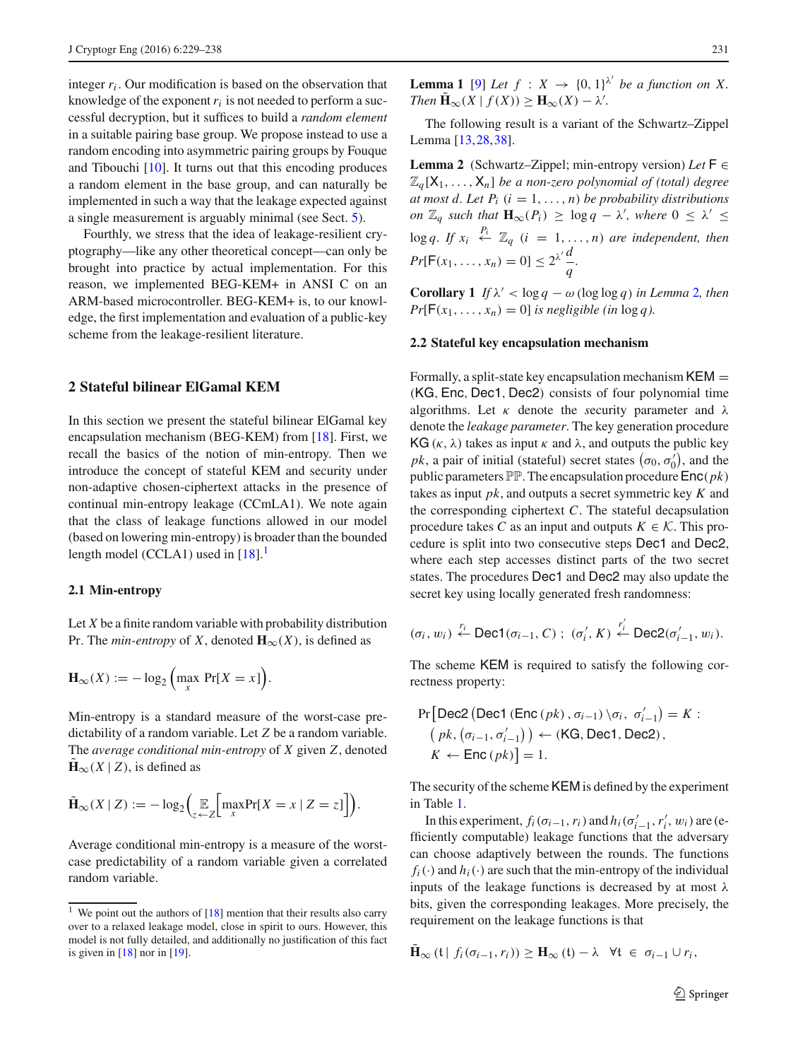integer $r_i$. Our modification is based on the observation that knowledge of the exponent $r_i$ is not needed to perform a successful decryption, but it suffices to build a *random element* in a suitable pairing base group. We propose instead to use a random encoding into asymmetric pairing groups by Fouque and Tibouchi [10]. It turns out that this encoding produces a random element in the base group, and can naturally be implemented in such a way that the leakage expected against a single measurement is arguably minimal (see Sect. 5).

Fourthly, we stress that the idea of leakage-resilient cryptography—like any other theoretical concept—can only be brought into practice by actual implementation. For this reason, we implemented BEG-KEM+ in ANSI C on an ARM-based microcontroller. BEG-KEM+ is, to our knowledge, the first implementation and evaluation of a public-key scheme from the leakage-resilient literature.

## 2 Stateful bilinear ElGamal KEM

In this section we present the stateful bilinear ElGamal key encapsulation mechanism (BEG-KEM) from [18]. First, we recall the basics of the notion of min-entropy. Then we introduce the concept of stateful KEM and security under non-adaptive chosen-ciphertext attacks in the presence of continual min-entropy leakage (CCmLA1). We note again that the class of leakage functions allowed in our model (based on lowering min-entropy) is broader than the bounded length model (CCLA1) used in [18].[1]

### 2.1 Min-entropy

Let $X$ be a finite random variable with probability distribution Pr. The *min-entropy* of $X$, denoted $\mathbf{H}_\infty(X)$, is defined as

$$\mathbf{H}_\infty(X) := -\log_2\Big(\max_x \Pr[X = x]\Big).$$

Min-entropy is a standard measure of the worst-case predictability of a random variable. Let $Z$ be a random variable. The *average conditional min-entropy* of $X$ given $Z$, denoted $\tilde{\mathbf{H}}_\infty(X \mid Z)$, is defined as

$$\tilde{\mathbf{H}}_\infty(X \mid Z) := -\log_2\Big(\mathop{\mathbb{E}}_{z \leftarrow Z}\Big[\max_x \Pr[X = x \mid Z = z]\Big]\Big).$$

Average conditional min-entropy is a measure of the worst-case predictability of a random variable given a correlated random variable.

**Lemma 1** [9] *Let $f : X \to \{0,1\}^{\lambda'}$ be a function on $X$. Then $\tilde{\mathbf{H}}_\infty(X \mid f(X)) \geq \mathbf{H}_\infty(X) - \lambda'$.*

The following result is a variant of the Schwartz–Zippel Lemma [13,28,38].

**Lemma 2** (Schwartz–Zippel; min-entropy version) *Let $\mathsf{F} \in \mathbb{Z}_q[\mathsf{X}_1, \ldots, \mathsf{X}_n]$ be a non-zero polynomial of (total) degree at most $d$. Let $P_i$ $(i = 1, \ldots, n)$ be probability distributions on $\mathbb{Z}_q$ such that $\mathbf{H}_\infty(P_i) \geq \log q - \lambda'$, where $0 \leq \lambda' \leq \log q$. If $x_i \stackrel{P_i}{\leftarrow} \mathbb{Z}_q$ $(i = 1, \ldots, n)$ are independent, then $Pr[\mathsf{F}(x_1, \ldots, x_n) = 0] \leq 2^{\lambda'} \dfrac{d}{q}$.*

**Corollary 1** *If $\lambda' < \log q - \omega(\log \log q)$ in Lemma 2, then $Pr[\mathsf{F}(x_1, \ldots, x_n) = 0]$ is negligible (in $\log q$).*

### 2.2 Stateful key encapsulation mechanism

Formally, a split-state key encapsulation mechanism $\mathsf{KEM} = (\mathsf{KG}, \mathsf{Enc}, \mathsf{Dec1}, \mathsf{Dec2})$ consists of four polynomial time algorithms. Let $\kappa$ denote the security parameter and $\lambda$ denote the *leakage parameter*. The key generation procedure $\mathsf{KG}(\kappa, \lambda)$ takes as input $\kappa$ and $\lambda$, and outputs the public key $pk$, a pair of initial (stateful) secret states $(\sigma_0, \sigma_0')$, and the public parameters $\mathbb{PP}$. The encapsulation procedure $\mathsf{Enc}(pk)$ takes as input $pk$, and outputs a secret symmetric key $K$ and the corresponding ciphertext $C$. The stateful decapsulation procedure takes $C$ as an input and outputs $K \in \mathcal{K}$. This procedure is split into two consecutive steps $\mathsf{Dec1}$ and $\mathsf{Dec2}$, where each step accesses distinct parts of the two secret states. The procedures $\mathsf{Dec1}$ and $\mathsf{Dec2}$ may also update the secret key using locally generated fresh randomness:

$$(\sigma_i, w_i) \stackrel{r_i}{\leftarrow} \mathsf{Dec1}(\sigma_{i-1}, C)\ ;\ (\sigma_i', K) \stackrel{r_i'}{\leftarrow} \mathsf{Dec2}(\sigma_{i-1}', w_i).$$

The scheme $\mathsf{KEM}$ is required to satisfy the following correctness property:

$$\begin{aligned}\Pr\big[&\mathsf{Dec2}\left(\mathsf{Dec1}\left(\mathsf{Enc}\left(pk\right), \sigma_{i-1}\right) \setminus \sigma_i,\ \sigma_{i-1}'\right) = K :\\ &\left(pk, \left(\sigma_{i-1}, \sigma_{i-1}'\right)\right) \leftarrow (\mathsf{KG}, \mathsf{Dec1}, \mathsf{Dec2}),\\ &K \leftarrow \mathsf{Enc}\left(pk\right)\big] = 1.\end{aligned}$$

The security of the scheme $\mathsf{KEM}$ is defined by the experiment in Table 1.

In this experiment, $f_i(\sigma_{i-1}, r_i)$ and $h_i(\sigma_{i-1}', r_i', w_i)$ are (efficiently computable) leakage functions that the adversary can choose adaptively between the rounds. The functions $f_i(\cdot)$ and $h_i(\cdot)$ are such that the min-entropy of the individual inputs of the leakage functions is decreased by at most $\lambda$ bits, given the corresponding leakages. More precisely, the requirement on the leakage functions is that

$$\tilde{\mathbf{H}}_\infty\left(\mathsf{t} \mid f_i(\sigma_{i-1}, r_i)\right) \geq \mathbf{H}_\infty\left(\mathsf{t}\right) - \lambda \quad \forall \mathsf{t} \in \sigma_{i-1} \cup r_i,$$

[1] We point out the authors of [18] mention that their results also carry over to a relaxed leakage model, close in spirit to ours. However, this model is not fully detailed, and additionally no justification of this fact is given in [18] nor in [19].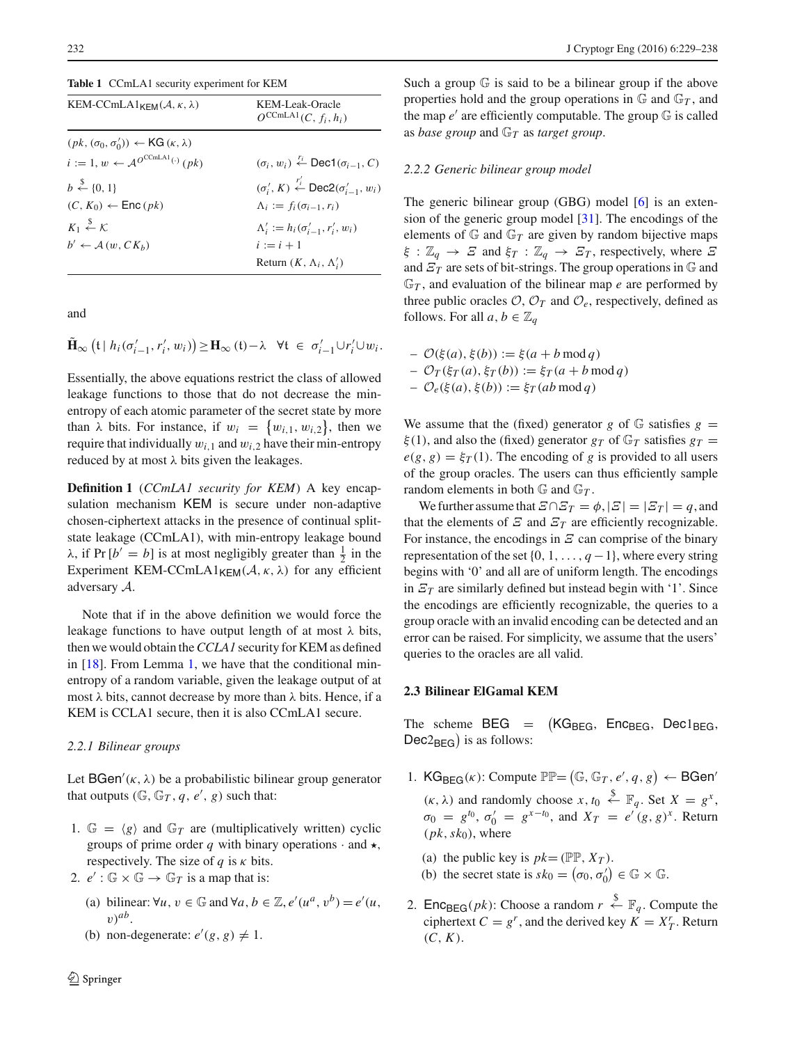**Table 1** CCmLA1 security experiment for KEM

| $\text{KEM-CCmLA1}_{\mathsf{KEM}}(\mathcal{A}, \kappa, \lambda)$ | KEM-Leak-Oracle $O^{\text{CCmLA1}}(C, f_i, h_i)$ |
|---|---|
| $(pk, (\sigma_0, \sigma_0')) \leftarrow \mathsf{KG}(\kappa, \lambda)$ | |
| $i := 1, w \leftarrow \mathcal{A}^{O^{\text{CCmLA1}}(\cdot)}(pk)$ | $(\sigma_i, w_i) \xleftarrow{r_i} \mathsf{Dec1}(\sigma_{i-1}, C)$ |
| $b \xleftarrow{\$} \{0, 1\}$ | $(\sigma_i', K) \xleftarrow{r_i'} \mathsf{Dec2}(\sigma_{i-1}', w_i)$ |
| $(C, K_0) \leftarrow \mathsf{Enc}(pk)$ | $\Lambda_i := f_i(\sigma_{i-1}, r_i)$ |
| $K_1 \xleftarrow{\$} \mathcal{K}$ | $\Lambda_i' := h_i(\sigma_{i-1}', r_i', w_i)$ |
| $b' \leftarrow \mathcal{A}(w, C K_b)$ | $i := i + 1$ |
| | Return $(K, \Lambda_i, \Lambda_i')$ |

and

$$\tilde{\mathbf{H}}_\infty\left(\mathfrak{t} \mid h_i(\sigma_{i-1}', r_i', w_i)\right) \geq \mathbf{H}_\infty(\mathfrak{t}) - \lambda \quad \forall \mathfrak{t} \in \sigma_{i-1}' \cup r_i' \cup w_i.$$

Essentially, the above equations restrict the class of allowed leakage functions to those that do not decrease the min-entropy of each atomic parameter of the secret state by more than $\lambda$ bits. For instance, if $w_i = \{w_{i,1}, w_{i,2}\}$, then we require that individually $w_{i,1}$ and $w_{i,2}$ have their min-entropy reduced by at most $\lambda$ bits given the leakages.

**Definition 1** (*CCmLA1 security for KEM*) A key encapsulation mechanism KEM is secure under non-adaptive chosen-ciphertext attacks in the presence of continual split-state leakage (CCmLA1), with min-entropy leakage bound $\lambda$, if $\Pr[b' = b]$ is at most negligibly greater than $\frac{1}{2}$ in the Experiment $\text{KEM-CCmLA1}_{\mathsf{KEM}}(\mathcal{A}, \kappa, \lambda)$ for any efficient adversary $\mathcal{A}$.

Note that if in the above definition we would force the leakage functions to have output length of at most $\lambda$ bits, then we would obtain the *CCLA1* security for KEM as defined in [18]. From Lemma 1, we have that the conditional min-entropy of a random variable, given the leakage output of at most $\lambda$ bits, cannot decrease by more than $\lambda$ bits. Hence, if a KEM is CCLA1 secure, then it is also CCmLA1 secure.

#### *2.2.1 Bilinear groups*

Let $\mathsf{BGen}'(\kappa, \lambda)$ be a probabilistic bilinear group generator that outputs $(\mathbb{G}, \mathbb{G}_T, q, e', g)$ such that:

1. $\mathbb{G} = \langle g \rangle$ and $\mathbb{G}_T$ are (multiplicatively written) cyclic groups of prime order $q$ with binary operations $\cdot$ and $\star$, respectively. The size of $q$ is $\kappa$ bits.
2. $e' : \mathbb{G} \times \mathbb{G} \rightarrow \mathbb{G}_T$ is a map that is:
   (a) bilinear: $\forall u, v \in \mathbb{G}$ and $\forall a, b \in \mathbb{Z}, e'(u^a, v^b) = e'(u, v)^{ab}$.
   (b) non-degenerate: $e'(g, g) \neq 1$.

Such a group $\mathbb{G}$ is said to be a bilinear group if the above properties hold and the group operations in $\mathbb{G}$ and $\mathbb{G}_T$, and the map $e'$ are efficiently computable. The group $\mathbb{G}$ is called as *base group* and $\mathbb{G}_T$ as *target group*.

#### *2.2.2 Generic bilinear group model*

The generic bilinear group (GBG) model [6] is an extension of the generic group model [31]. The encodings of the elements of $\mathbb{G}$ and $\mathbb{G}_T$ are given by random bijective maps $\xi : \mathbb{Z}_q \rightarrow \Xi$ and $\xi_T : \mathbb{Z}_q \rightarrow \Xi_T$, respectively, where $\Xi$ and $\Xi_T$ are sets of bit-strings. The group operations in $\mathbb{G}$ and $\mathbb{G}_T$, and evaluation of the bilinear map $e$ are performed by three public oracles $\mathcal{O}$, $\mathcal{O}_T$ and $\mathcal{O}_e$, respectively, defined as follows. For all $a, b \in \mathbb{Z}_q$

- $\mathcal{O}(\xi(a), \xi(b)) := \xi(a + b \bmod q)$
- $\mathcal{O}_T(\xi_T(a), \xi_T(b)) := \xi_T(a + b \bmod q)$
- $\mathcal{O}_e(\xi(a), \xi(b)) := \xi_T(ab \bmod q)$

We assume that the (fixed) generator $g$ of $\mathbb{G}$ satisfies $g = \xi(1)$, and also the (fixed) generator $g_T$ of $\mathbb{G}_T$ satisfies $g_T = e(g, g) = \xi_T(1)$. The encoding of $g$ is provided to all users of the group oracles. The users can thus efficiently sample random elements in both $\mathbb{G}$ and $\mathbb{G}_T$.

We further assume that $\Xi \cap \Xi_T = \phi, |\Xi| = |\Xi_T| = q$, and that the elements of $\Xi$ and $\Xi_T$ are efficiently recognizable. For instance, the encodings in $\Xi$ can comprise of the binary representation of the set $\{0, 1, \ldots, q-1\}$, where every string begins with '0' and all are of uniform length. The encodings in $\Xi_T$ are similarly defined but instead begin with '1'. Since the encodings are efficiently recognizable, the queries to a group oracle with an invalid encoding can be detected and an error can be raised. For simplicity, we assume that the users' queries to the oracles are all valid.

### 2.3 Bilinear ElGamal KEM

The scheme $\mathsf{BEG} = (\mathsf{KG}_{\mathsf{BEG}}, \mathsf{Enc}_{\mathsf{BEG}}, \mathsf{Dec1}_{\mathsf{BEG}}, \mathsf{Dec2}_{\mathsf{BEG}})$ is as follows:

1. $\mathsf{KG}_{\mathsf{BEG}}(\kappa)$: Compute $\mathbb{PP} = (\mathbb{G}, \mathbb{G}_T, e', q, g) \leftarrow \mathsf{BGen}'(\kappa, \lambda)$ and randomly choose $x, t_0 \xleftarrow{\$} \mathbb{F}_q$. Set $X = g^x$, $\sigma_0 = g^{t_0}$, $\sigma_0' = g^{x - t_0}$, and $X_T = e'(g, g)^x$. Return $(pk, sk_0)$, where
   (a) the public key is $pk = (\mathbb{PP}, X_T)$.
   (b) the secret state is $sk_0 = (\sigma_0, \sigma_0') \in \mathbb{G} \times \mathbb{G}$.
2. $\mathsf{Enc}_{\mathsf{BEG}}(pk)$: Choose a random $r \xleftarrow{\$} \mathbb{F}_q$. Compute the ciphertext $C = g^r$, and the derived key $K = X_T^r$. Return $(C, K)$.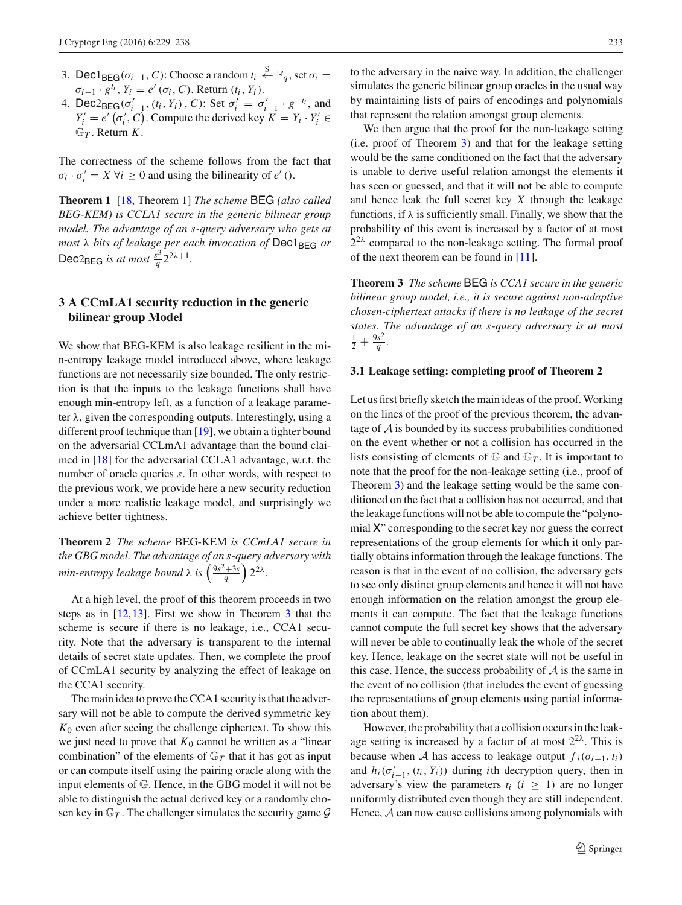3. $\mathsf{Dec1}_{\mathsf{BEG}}(\sigma_{i-1}, C)$: Choose a random $t_i \xleftarrow{\$} \mathbb{F}_q$, set $\sigma_i = \sigma_{i-1} \cdot g^{t_i}$, $Y_i = e'(\sigma_i, C)$. Return $(t_i, Y_i)$.
4. $\mathsf{Dec2}_{\mathsf{BEG}}(\sigma'_{i-1}, (t_i, Y_i), C)$: Set $\sigma'_i = \sigma'_{i-1} \cdot g^{-t_i}$, and $Y'_i = e'\left(\sigma'_i, C\right)$. Compute the derived key $K = Y_i \cdot Y'_i \in \mathbb{G}_T$. Return $K$.

The correctness of the scheme follows from the fact that $\sigma_i \cdot \sigma'_i = X \; \forall i \geq 0$ and using the bilinearity of $e'()$.

**Theorem 1** [18, Theorem 1] *The scheme* BEG *(also called BEG-KEM) is CCLA1 secure in the generic bilinear group model. The advantage of an s-query adversary who gets at most $\lambda$ bits of leakage per each invocation of* $\mathsf{Dec1}_{\mathsf{BEG}}$ *or* $\mathsf{Dec2}_{\mathsf{BEG}}$ *is at most* $\frac{s^3}{q}2^{2\lambda+1}$.

## 3 A CCmLA1 security reduction in the generic bilinear group Model

We show that BEG-KEM is also leakage resilient in the min-entropy leakage model introduced above, where leakage functions are not necessarily size bounded. The only restriction is that the inputs to the leakage functions shall have enough min-entropy left, as a function of a leakage parameter $\lambda$, given the corresponding outputs. Interestingly, using a different proof technique than [19], we obtain a tighter bound on the adversarial CCLmA1 advantage than the bound claimed in [18] for the adversarial CCLA1 advantage, w.r.t. the number of oracle queries $s$. In other words, with respect to the previous work, we provide here a new security reduction under a more realistic leakage model, and surprisingly we achieve better tightness.

**Theorem 2** *The scheme* BEG-KEM *is CCmLA1 secure in the GBG model. The advantage of an s-query adversary with min-entropy leakage bound $\lambda$ is* $\left(\frac{9s^2+3s}{q}\right)2^{2\lambda}$.

At a high level, the proof of this theorem proceeds in two steps as in [12,13]. First we show in Theorem 3 that the scheme is secure if there is no leakage, i.e., CCA1 security. Note that the adversary is transparent to the internal details of secret state updates. Then, we complete the proof of CCmLA1 security by analyzing the effect of leakage on the CCA1 security.

The main idea to prove the CCA1 security is that the adversary will not be able to compute the derived symmetric key $K_0$ even after seeing the challenge ciphertext. To show this we just need to prove that $K_0$ cannot be written as a "linear combination" of the elements of $\mathbb{G}_T$ that it has got as input or can compute itself using the pairing oracle along with the input elements of $\mathbb{G}$. Hence, in the GBG model it will not be able to distinguish the actual derived key or a randomly chosen key in $\mathbb{G}_T$. The challenger simulates the security game $\mathcal{G}$ to the adversary in the naive way. In addition, the challenger simulates the generic bilinear group oracles in the usual way by maintaining lists of pairs of encodings and polynomials that represent the relation amongst group elements.

We then argue that the proof for the non-leakage setting (i.e. proof of Theorem 3) and that for the leakage setting would be the same conditioned on the fact that the adversary is unable to derive useful relation amongst the elements it has seen or guessed, and that it will not be able to compute and hence leak the full secret key $X$ through the leakage functions, if $\lambda$ is sufficiently small. Finally, we show that the probability of this event is increased by a factor of at most $2^{2\lambda}$ compared to the non-leakage setting. The formal proof of the next theorem can be found in [11].

**Theorem 3** *The scheme* BEG *is CCA1 secure in the generic bilinear group model, i.e., it is secure against non-adaptive chosen-ciphertext attacks if there is no leakage of the secret states. The advantage of an s-query adversary is at most* $\frac{1}{2} + \frac{9s^2}{q}$.

### 3.1 Leakage setting: completing proof of Theorem 2

Let us first briefly sketch the main ideas of the proof. Working on the lines of the proof of the previous theorem, the advantage of $\mathcal{A}$ is bounded by its success probabilities conditioned on the event whether or not a collision has occurred in the lists consisting of elements of $\mathbb{G}$ and $\mathbb{G}_T$. It is important to note that the proof for the non-leakage setting (i.e., proof of Theorem 3) and the leakage setting would be the same conditioned on the fact that a collision has not occurred, and that the leakage functions will not be able to compute the "polynomial X" corresponding to the secret key nor guess the correct representations of the group elements for which it only partially obtains information through the leakage functions. The reason is that in the event of no collision, the adversary gets to see only distinct group elements and hence it will not have enough information on the relation amongst the group elements it can compute. The fact that the leakage functions cannot compute the full secret key shows that the adversary will never be able to continually leak the whole of the secret key. Hence, leakage on the secret state will not be useful in this case. Hence, the success probability of $\mathcal{A}$ is the same in the event of no collision (that includes the event of guessing the representations of group elements using partial information about them).

However, the probability that a collision occurs in the leakage setting is increased by a factor of at most $2^{2\lambda}$. This is because when $\mathcal{A}$ has access to leakage output $f_i(\sigma_{i-1}, t_i)$ and $h_i(\sigma'_{i-1}, (t_i, Y_i))$ during $i$th decryption query, then in adversary's view the parameters $t_i$ $(i \geq 1)$ are no longer uniformly distributed even though they are still independent. Hence, $\mathcal{A}$ can now cause collisions among polynomials with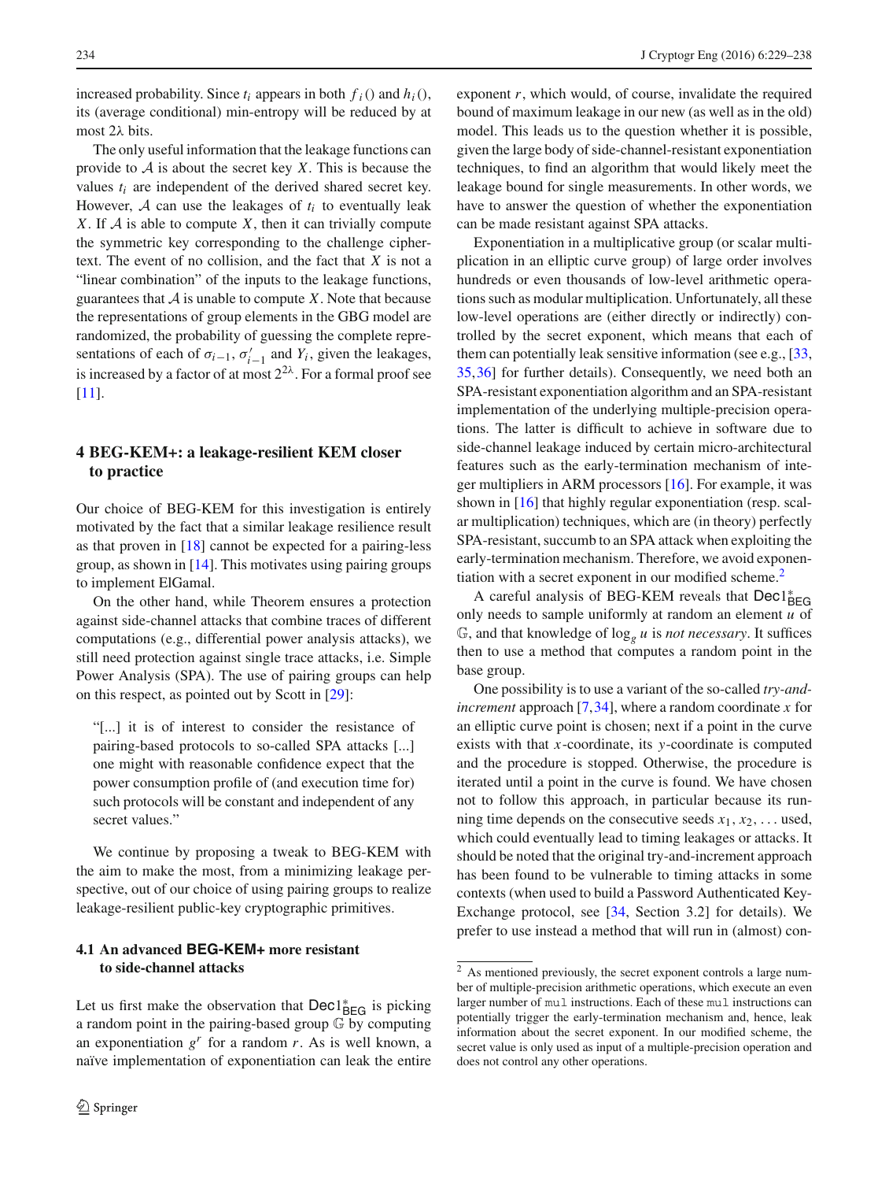increased probability. Since $t_i$ appears in both $f_i()$ and $h_i()$, its (average conditional) min-entropy will be reduced by at most $2\lambda$ bits.

The only useful information that the leakage functions can provide to $\mathcal{A}$ is about the secret key $X$. This is because the values $t_i$ are independent of the derived shared secret key. However, $\mathcal{A}$ can use the leakages of $t_i$ to eventually leak $X$. If $\mathcal{A}$ is able to compute $X$, then it can trivially compute the symmetric key corresponding to the challenge ciphertext. The event of no collision, and the fact that $X$ is not a "linear combination" of the inputs to the leakage functions, guarantees that $\mathcal{A}$ is unable to compute $X$. Note that because the representations of group elements in the GBG model are randomized, the probability of guessing the complete representations of each of $\sigma_{i-1}$, $\sigma'_{i-1}$ and $Y_i$, given the leakages, is increased by a factor of at most $2^{2\lambda}$. For a formal proof see [11].

## 4 BEG-KEM+: a leakage-resilient KEM closer to practice

Our choice of BEG-KEM for this investigation is entirely motivated by the fact that a similar leakage resilience result as that proven in [18] cannot be expected for a pairing-less group, as shown in [14]. This motivates using pairing groups to implement ElGamal.

On the other hand, while Theorem ensures a protection against side-channel attacks that combine traces of different computations (e.g., differential power analysis attacks), we still need protection against single trace attacks, i.e. Simple Power Analysis (SPA). The use of pairing groups can help on this respect, as pointed out by Scott in [29]:

> "[...] it is of interest to consider the resistance of pairing-based protocols to so-called SPA attacks [...] one might with reasonable confidence expect that the power consumption profile of (and execution time for) such protocols will be constant and independent of any secret values."

We continue by proposing a tweak to BEG-KEM with the aim to make the most, from a minimizing leakage perspective, out of our choice of using pairing groups to realize leakage-resilient public-key cryptographic primitives.

### 4.1 An advanced BEG-KEM+ more resistant to side-channel attacks

Let us first make the observation that $\mathsf{Dec1}^*_{\mathsf{BEG}}$ is picking a random point in the pairing-based group $\mathbb{G}$ by computing an exponentiation $g^r$ for a random $r$. As is well known, a naïve implementation of exponentiation can leak the entire exponent $r$, which would, of course, invalidate the required bound of maximum leakage in our new (as well as in the old) model. This leads us to the question whether it is possible, given the large body of side-channel-resistant exponentiation techniques, to find an algorithm that would likely meet the leakage bound for single measurements. In other words, we have to answer the question of whether the exponentiation can be made resistant against SPA attacks.

Exponentiation in a multiplicative group (or scalar multiplication in an elliptic curve group) of large order involves hundreds or even thousands of low-level arithmetic operations such as modular multiplication. Unfortunately, all these low-level operations are (either directly or indirectly) controlled by the secret exponent, which means that each of them can potentially leak sensitive information (see e.g., [33, 35,36] for further details). Consequently, we need both an SPA-resistant exponentiation algorithm and an SPA-resistant implementation of the underlying multiple-precision operations. The latter is difficult to achieve in software due to side-channel leakage induced by certain micro-architectural features such as the early-termination mechanism of integer multipliers in ARM processors [16]. For example, it was shown in [16] that highly regular exponentiation (resp. scalar multiplication) techniques, which are (in theory) perfectly SPA-resistant, succumb to an SPA attack when exploiting the early-termination mechanism. Therefore, we avoid exponentiation with a secret exponent in our modified scheme.[2]

A careful analysis of BEG-KEM reveals that $\mathsf{Dec1}^*_{\mathsf{BEG}}$ only needs to sample uniformly at random an element $u$ of $\mathbb{G}$, and that knowledge of $\log_g u$ is *not necessary*. It suffices then to use a method that computes a random point in the base group.

One possibility is to use a variant of the so-called *try-and-increment* approach [7,34], where a random coordinate $x$ for an elliptic curve point is chosen; next if a point in the curve exists with that $x$-coordinate, its $y$-coordinate is computed and the procedure is stopped. Otherwise, the procedure is iterated until a point in the curve is found. We have chosen not to follow this approach, in particular because its running time depends on the consecutive seeds $x_1, x_2, \ldots$ used, which could eventually lead to timing leakages or attacks. It should be noted that the original try-and-increment approach has been found to be vulnerable to timing attacks in some contexts (when used to build a Password Authenticated Key-Exchange protocol, see [34, Section 3.2] for details). We prefer to use instead a method that will run in (almost) con-

[2] As mentioned previously, the secret exponent controls a large number of multiple-precision arithmetic operations, which execute an even larger number of `mul` instructions. Each of these `mul` instructions can potentially trigger the early-termination mechanism and, hence, leak information about the secret exponent. In our modified scheme, the secret value is only used as input of a multiple-precision operation and does not control any other operations.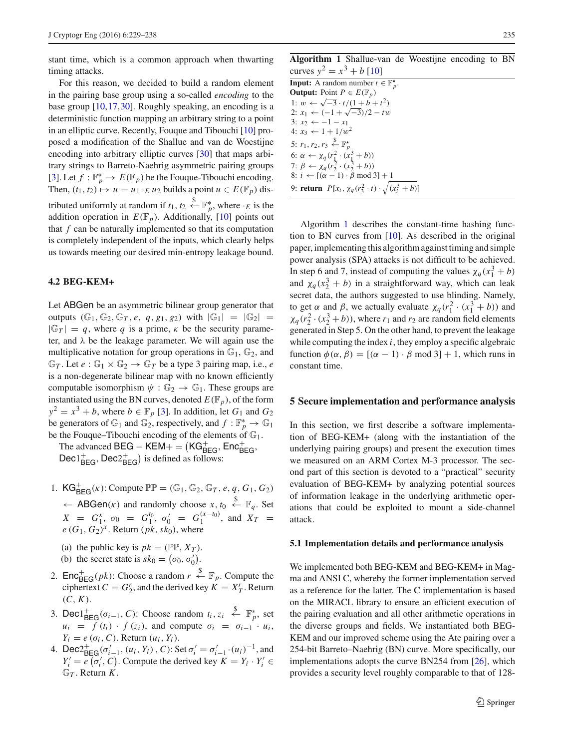stant time, which is a common approach when thwarting timing attacks.

For this reason, we decided to build a random element in the pairing base group using a so-called *encoding* to the base group [10,17,30]. Roughly speaking, an encoding is a deterministic function mapping an arbitrary string to a point in an elliptic curve. Recently, Fouque and Tibouchi [10] proposed a modification of the Shallue and van de Woestijne encoding into arbitrary elliptic curves [30] that maps arbitrary strings to Barreto-Naehrig asymmetric pairing groups [3]. Let $f : \mathbb{F}_p^* \to E(\mathbb{F}_p)$ be the Fouque-Tibouchi encoding. Then, $(t_1, t_2) \mapsto u = u_1 \cdot_E u_2$ builds a point $u \in E(\mathbb{F}_p)$ distributed uniformly at random if $t_1, t_2 \xleftarrow{\$} \mathbb{F}_p^*$, where $\cdot_E$ is the addition operation in $E(\mathbb{F}_p)$. Additionally, [10] points out that $f$ can be naturally implemented so that its computation is completely independent of the inputs, which clearly helps us towards meeting our desired min-entropy leakage bound.

### 4.2 BEG-KEM+

Let ABGen be an asymmetric bilinear group generator that outputs $(\mathbb{G}_1, \mathbb{G}_2, \mathbb{G}_T, e, q, g_1, g_2)$ with $|\mathbb{G}_1| = |\mathbb{G}_2| = |\mathbb{G}_T| = q$, where $q$ is a prime, $\kappa$ be the security parameter, and $\lambda$ be the leakage parameter. We will again use the multiplicative notation for group operations in $\mathbb{G}_1$, $\mathbb{G}_2$, and $\mathbb{G}_T$. Let $e : \mathbb{G}_1 \times \mathbb{G}_2 \to \mathbb{G}_T$ be a type 3 pairing map, i.e., $e$ is a non-degenerate bilinear map with no known efficiently computable isomorphism $\psi : \mathbb{G}_2 \to \mathbb{G}_1$. These groups are instantiated using the BN curves, denoted $E(\mathbb{F}_p)$, of the form $y^2 = x^3 + b$, where $b \in \mathbb{F}_p$ [3]. In addition, let $G_1$ and $G_2$ be generators of $\mathbb{G}_1$ and $\mathbb{G}_2$, respectively, and $f : \mathbb{F}_p^* \to \mathbb{G}_1$ be the Fouque–Tibouchi encoding of the elements of $\mathbb{G}_1$.

The advanced $\mathsf{BEG}-\mathsf{KEM}+ = (\mathsf{KG}^+_{\mathsf{BEG}}, \mathsf{Enc}^+_{\mathsf{BEG}}, \mathsf{Dec1}^+_{\mathsf{BEG}}, \mathsf{Dec2}^+_{\mathsf{BEG}})$ is defined as follows:

1. $\mathsf{KG}^+_{\mathsf{BEG}}(\kappa)$: Compute $\mathbb{PP} = (\mathbb{G}_1, \mathbb{G}_2, \mathbb{G}_T, e, q, G_1, G_2) \leftarrow \mathsf{ABGen}(\kappa)$ and randomly choose $x, t_0 \xleftarrow{\$} \mathbb{F}_q$. Set $X = G_1^x$, $\sigma_0 = G_1^{t_0}$, $\sigma_0' = G_1^{(x-t_0)}$, and $X_T = e(G_1, G_2)^x$. Return $(pk, sk_0)$, where
   (a) the public key is $pk = (\mathbb{PP}, X_T)$.
   (b) the secret state is $sk_0 = (\sigma_0, \sigma_0')$.
2. $\mathsf{Enc}^+_{\mathsf{BEG}}(pk)$: Choose a random $r \xleftarrow{\$} \mathbb{F}_p$. Compute the ciphertext $C = G_2^r$, and the derived key $K = X_T^r$. Return $(C, K)$.
3. $\mathsf{Dec1}^+_{\mathsf{BEG}}(\sigma_{i-1}, C)$: Choose random $t_i, z_i \xleftarrow{\$} \mathbb{F}_p^*$, set $u_i = f(t_i) \cdot f(z_i)$, and compute $\sigma_i = \sigma_{i-1} \cdot u_i$, $Y_i = e(\sigma_i, C)$. Return $(u_i, Y_i)$.
4. $\mathsf{Dec2}^+_{\mathsf{BEG}}(\sigma_{i-1}', (u_i, Y_i), C)$: Set $\sigma_i' = \sigma_{i-1}' \cdot (u_i)^{-1}$, and $Y_i' = e(\sigma_i', C)$. Compute the derived key $K = Y_i \cdot Y_i' \in \mathbb{G}_T$. Return $K$.

**Algorithm 1** Shallue-van de Woestijne encoding to BN curves $y^2 = x^3 + b$ [10]

**Input:** A random number $t \in \mathbb{F}_p^\star$.
**Output:** Point $P \in E(\mathbb{F}_p)$

1: $w \leftarrow \sqrt{-3} \cdot t/(1 + b + t^2)$
2: $x_1 \leftarrow (-1 + \sqrt{-3})/2 - tw$
3: $x_2 \leftarrow -1 - x_1$
4: $x_3 \leftarrow 1 + 1/w^2$
5: $r_1, r_2, r_3 \xleftarrow{\$} \mathbb{F}_p^\star$
6: $\alpha \leftarrow \chi_q(r_1^2 \cdot (x_1^3 + b))$
7: $\beta \leftarrow \chi_q(r_2^2 \cdot (x_2^3 + b))$
8: $i \leftarrow [(\alpha - 1) \cdot \beta \bmod 3] + 1$
9: **return** $P[x_i, \chi_q(r_3^2 \cdot t) \cdot \sqrt{(x_i^3 + b)}]$

Algorithm 1 describes the constant-time hashing function to BN curves from [10]. As described in the original paper, implementing this algorithm against timing and simple power analysis (SPA) attacks is not difficult to be achieved. In step 6 and 7, instead of computing the values $\chi_q(x_1^3 + b)$ and $\chi_q(x_2^3 + b)$ in a straightforward way, which can leak secret data, the authors suggested to use blinding. Namely, to get $\alpha$ and $\beta$, we actually evaluate $\chi_q(r_1^2 \cdot (x_1^3 + b))$ and $\chi_q(r_2^2 \cdot (x_2^3 + b))$, where $r_1$ and $r_2$ are random field elements generated in Step 5. On the other hand, to prevent the leakage while computing the index $i$, they employ a specific algebraic function $\phi(\alpha, \beta) = [(\alpha - 1) \cdot \beta \bmod 3] + 1$, which runs in constant time.

## 5 Secure implementation and performance analysis

In this section, we first describe a software implementation of BEG-KEM+ (along with the instantiation of the underlying pairing groups) and present the execution times we measured on an ARM Cortex M-3 processor. The second part of this section is devoted to a "practical" security evaluation of BEG-KEM+ by analyzing potential sources of information leakage in the underlying arithmetic operations that could be exploited to mount a side-channel attack.

### 5.1 Implementation details and performance analysis

We implemented both BEG-KEM and BEG-KEM+ in Magma and ANSI C, whereby the former implementation served as a reference for the latter. The C implementation is based on the MIRACL library to ensure an efficient execution of the pairing evaluation and all other arithmetic operations in the diverse groups and fields. We instantiated both BEG-KEM and our improved scheme using the Ate pairing over a 254-bit Barreto–Naehrig (BN) curve. More specifically, our implementations adopts the curve BN254 from [26], which provides a security level roughly comparable to that of 128-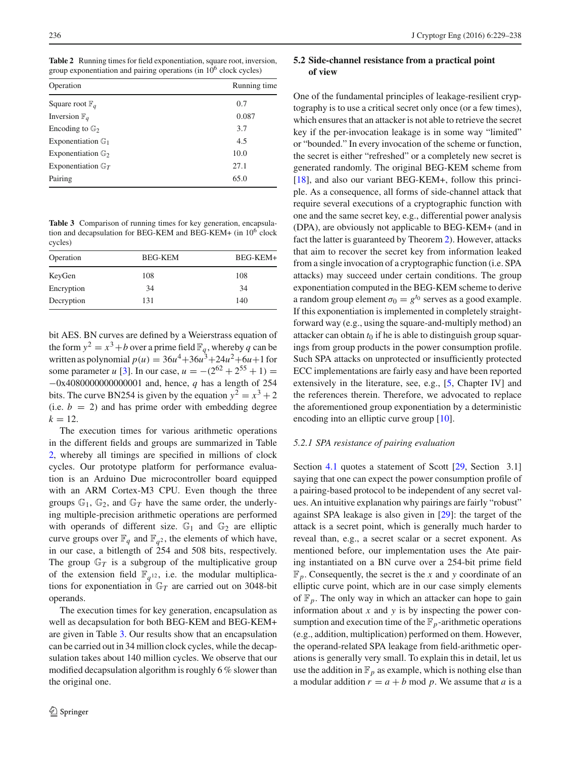**Table 2** Running times for field exponentiation, square root, inversion, group exponentiation and pairing operations (in $10^6$ clock cycles)

| Operation | Running time |
|---|---|
| Square root $\mathbb{F}_q$ | 0.7 |
| Inversion $\mathbb{F}_q$ | 0.087 |
| Encoding to $\mathbb{G}_2$ | 3.7 |
| Exponentiation $\mathbb{G}_1$ | 4.5 |
| Exponentiation $\mathbb{G}_2$ | 10.0 |
| Exponentiation $\mathbb{G}_T$ | 27.1 |
| Pairing | 65.0 |

**Table 3** Comparison of running times for key generation, encapsulation and decapsulation for BEG-KEM and BEG-KEM+ (in $10^6$ clock cycles)

| Operation | BEG-KEM | BEG-KEM+ |
|---|---|---|
| KeyGen | 108 | 108 |
| Encryption | 34 | 34 |
| Decryption | 131 | 140 |

bit AES. BN curves are defined by a Weierstrass equation of the form $y^2 = x^3 + b$ over a prime field $\mathbb{F}_q$, whereby $q$ can be written as polynomial $p(u) = 36u^4 + 36u^3 + 24u^2 + 6u + 1$ for some parameter $u$ [3]. In our case, $u = -(2^{62} + 2^{55} + 1) = -0x4080000000000001$ and, hence, $q$ has a length of 254 bits. The curve BN254 is given by the equation $y^2 = x^3 + 2$ (i.e. $b = 2$) and has prime order with embedding degree $k = 12$.

The execution times for various arithmetic operations in the different fields and groups are summarized in Table 2, whereby all timings are specified in millions of clock cycles. Our prototype platform for performance evaluation is an Arduino Due microcontroller board equipped with an ARM Cortex-M3 CPU. Even though the three groups $\mathbb{G}_1$, $\mathbb{G}_2$, and $\mathbb{G}_T$ have the same order, the underlying multiple-precision arithmetic operations are performed with operands of different size. $\mathbb{G}_1$ and $\mathbb{G}_2$ are elliptic curve groups over $\mathbb{F}_q$ and $\mathbb{F}_{q^2}$, the elements of which have, in our case, a bitlength of 254 and 508 bits, respectively. The group $\mathbb{G}_T$ is a subgroup of the multiplicative group of the extension field $\mathbb{F}_{q^{12}}$, i.e. the modular multiplications for exponentiation in $\mathbb{G}_T$ are carried out on 3048-bit operands.

The execution times for key generation, encapsulation as well as decapsulation for both BEG-KEM and BEG-KEM+ are given in Table 3. Our results show that an encapsulation can be carried out in 34 million clock cycles, while the decapsulation takes about 140 million cycles. We observe that our modified decapsulation algorithm is roughly 6 % slower than the original one.

### 5.2 Side-channel resistance from a practical point of view

One of the fundamental principles of leakage-resilient cryptography is to use a critical secret only once (or a few times), which ensures that an attacker is not able to retrieve the secret key if the per-invocation leakage is in some way "limited" or "bounded." In every invocation of the scheme or function, the secret is either "refreshed" or a completely new secret is generated randomly. The original BEG-KEM scheme from [18], and also our variant BEG-KEM+, follow this principle. As a consequence, all forms of side-channel attack that require several executions of a cryptographic function with one and the same secret key, e.g., differential power analysis (DPA), are obviously not applicable to BEG-KEM+ (and in fact the latter is guaranteed by Theorem 2). However, attacks that aim to recover the secret key from information leaked from a single invocation of a cryptographic function (i.e. SPA attacks) may succeed under certain conditions. The group exponentiation computed in the BEG-KEM scheme to derive a random group element $\sigma_0 = g^{t_0}$ serves as a good example. If this exponentiation is implemented in completely straightforward way (e.g., using the square-and-multiply method) an attacker can obtain $t_0$ if he is able to distinguish group squarings from group products in the power consumption profile. Such SPA attacks on unprotected or insufficiently protected ECC implementations are fairly easy and have been reported extensively in the literature, see, e.g., [5, Chapter IV] and the references therein. Therefore, we advocated to replace the aforementioned group exponentiation by a deterministic encoding into an elliptic curve group [10].

#### 5.2.1 SPA resistance of pairing evaluation

Section 4.1 quotes a statement of Scott [29, Section 3.1] saying that one can expect the power consumption profile of a pairing-based protocol to be independent of any secret values. An intuitive explanation why pairings are fairly "robust" against SPA leakage is also given in [29]: the target of the attack is a secret point, which is generally much harder to reveal than, e.g., a secret scalar or a secret exponent. As mentioned before, our implementation uses the Ate pairing instantiated on a BN curve over a 254-bit prime field $\mathbb{F}_p$. Consequently, the secret is the $x$ and $y$ coordinate of an elliptic curve point, which are in our case simply elements of $\mathbb{F}_p$. The only way in which an attacker can hope to gain information about $x$ and $y$ is by inspecting the power consumption and execution time of the $\mathbb{F}_p$-arithmetic operations (e.g., addition, multiplication) performed on them. However, the operand-related SPA leakage from field-arithmetic operations is generally very small. To explain this in detail, let us use the addition in $\mathbb{F}_p$ as example, which is nothing else than a modular addition $r = a + b \bmod p$. We assume that $a$ is a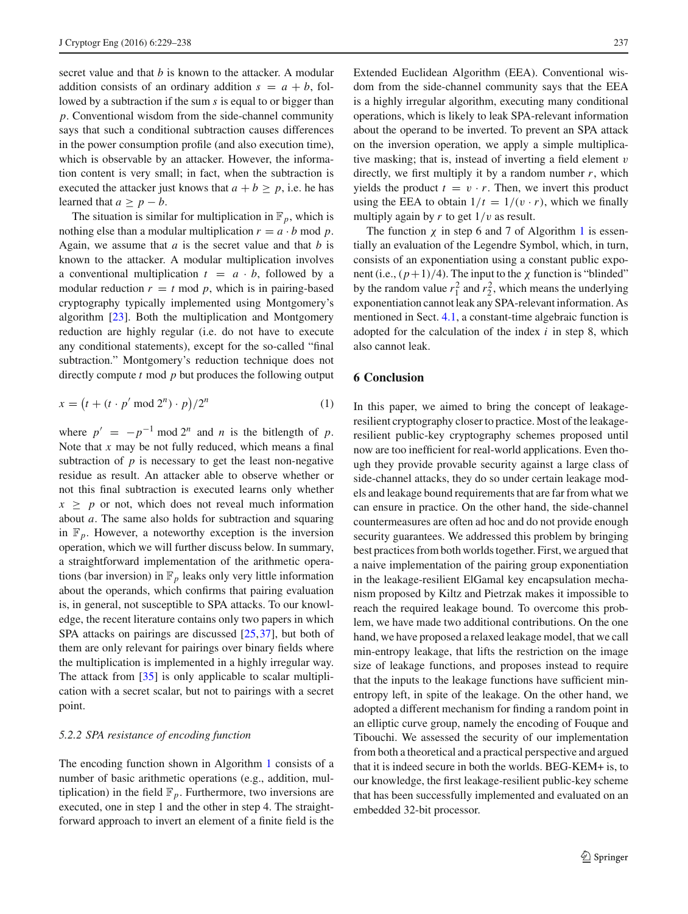secret value and that $b$ is known to the attacker. A modular addition consists of an ordinary addition $s = a + b$, followed by a subtraction if the sum $s$ is equal to or bigger than $p$. Conventional wisdom from the side-channel community says that such a conditional subtraction causes differences in the power consumption profile (and also execution time), which is observable by an attacker. However, the information content is very small; in fact, when the subtraction is executed the attacker just knows that $a + b \geq p$, i.e. he has learned that $a \geq p - b$.

The situation is similar for multiplication in $\mathbb{F}_p$, which is nothing else than a modular multiplication $r = a \cdot b \bmod p$. Again, we assume that $a$ is the secret value and that $b$ is known to the attacker. A modular multiplication involves a conventional multiplication $t = a \cdot b$, followed by a modular reduction $r = t \bmod p$, which is in pairing-based cryptography typically implemented using Montgomery's algorithm [23]. Both the multiplication and Montgomery reduction are highly regular (i.e. do not have to execute any conditional statements), except for the so-called "final subtraction." Montgomery's reduction technique does not directly compute $t \bmod p$ but produces the following output

$$x = \left(t + (t \cdot p' \bmod 2^n) \cdot p\right)/2^n \tag{1}$$

where $p' = -p^{-1} \bmod 2^n$ and $n$ is the bitlength of $p$. Note that $x$ may be not fully reduced, which means a final subtraction of $p$ is necessary to get the least non-negative residue as result. An attacker able to observe whether or not this final subtraction is executed learns only whether $x \geq p$ or not, which does not reveal much information about $a$. The same also holds for subtraction and squaring in $\mathbb{F}_p$. However, a noteworthy exception is the inversion operation, which we will further discuss below. In summary, a straightforward implementation of the arithmetic operations (bar inversion) in $\mathbb{F}_p$ leaks only very little information about the operands, which confirms that pairing evaluation is, in general, not susceptible to SPA attacks. To our knowledge, the recent literature contains only two papers in which SPA attacks on pairings are discussed [25,37], but both of them are only relevant for pairings over binary fields where the multiplication is implemented in a highly irregular way. The attack from [35] is only applicable to scalar multiplication with a secret scalar, but not to pairings with a secret point.

#### 5.2.2 SPA resistance of encoding function

The encoding function shown in Algorithm 1 consists of a number of basic arithmetic operations (e.g., addition, multiplication) in the field $\mathbb{F}_p$. Furthermore, two inversions are executed, one in step 1 and the other in step 4. The straightforward approach to invert an element of a finite field is the Extended Euclidean Algorithm (EEA). Conventional wisdom from the side-channel community says that the EEA is a highly irregular algorithm, executing many conditional operations, which is likely to leak SPA-relevant information about the operand to be inverted. To prevent an SPA attack on the inversion operation, we apply a simple multiplicative masking; that is, instead of inverting a field element $v$ directly, we first multiply it by a random number $r$, which yields the product $t = v \cdot r$. Then, we invert this product using the EEA to obtain $1/t = 1/(v \cdot r)$, which we finally multiply again by $r$ to get $1/v$ as result.

The function $\chi$ in step 6 and 7 of Algorithm 1 is essentially an evaluation of the Legendre Symbol, which, in turn, consists of an exponentiation using a constant public exponent (i.e., $(p+1)/4$). The input to the $\chi$ function is "blinded" by the random value $r_1^2$ and $r_2^2$, which means the underlying exponentiation cannot leak any SPA-relevant information. As mentioned in Sect. 4.1, a constant-time algebraic function is adopted for the calculation of the index $i$ in step 8, which also cannot leak.

## 6 Conclusion

In this paper, we aimed to bring the concept of leakage-resilient cryptography closer to practice. Most of the leakage-resilient public-key cryptography schemes proposed until now are too inefficient for real-world applications. Even though they provide provable security against a large class of side-channel attacks, they do so under certain leakage models and leakage bound requirements that are far from what we can ensure in practice. On the other hand, the side-channel countermeasures are often ad hoc and do not provide enough security guarantees. We addressed this problem by bringing best practices from both worlds together. First, we argued that a naive implementation of the pairing group exponentiation in the leakage-resilient ElGamal key encapsulation mechanism proposed by Kiltz and Pietrzak makes it impossible to reach the required leakage bound. To overcome this problem, we have made two additional contributions. On the one hand, we have proposed a relaxed leakage model, that we call min-entropy leakage, that lifts the restriction on the image size of leakage functions, and proposes instead to require that the inputs to the leakage functions have sufficient min-entropy left, in spite of the leakage. On the other hand, we adopted a different mechanism for finding a random point in an elliptic curve group, namely the encoding of Fouque and Tibouchi. We assessed the security of our implementation from both a theoretical and a practical perspective and argued that it is indeed secure in both the worlds. BEG-KEM+ is, to our knowledge, the first leakage-resilient public-key scheme that has been successfully implemented and evaluated on an embedded 32-bit processor.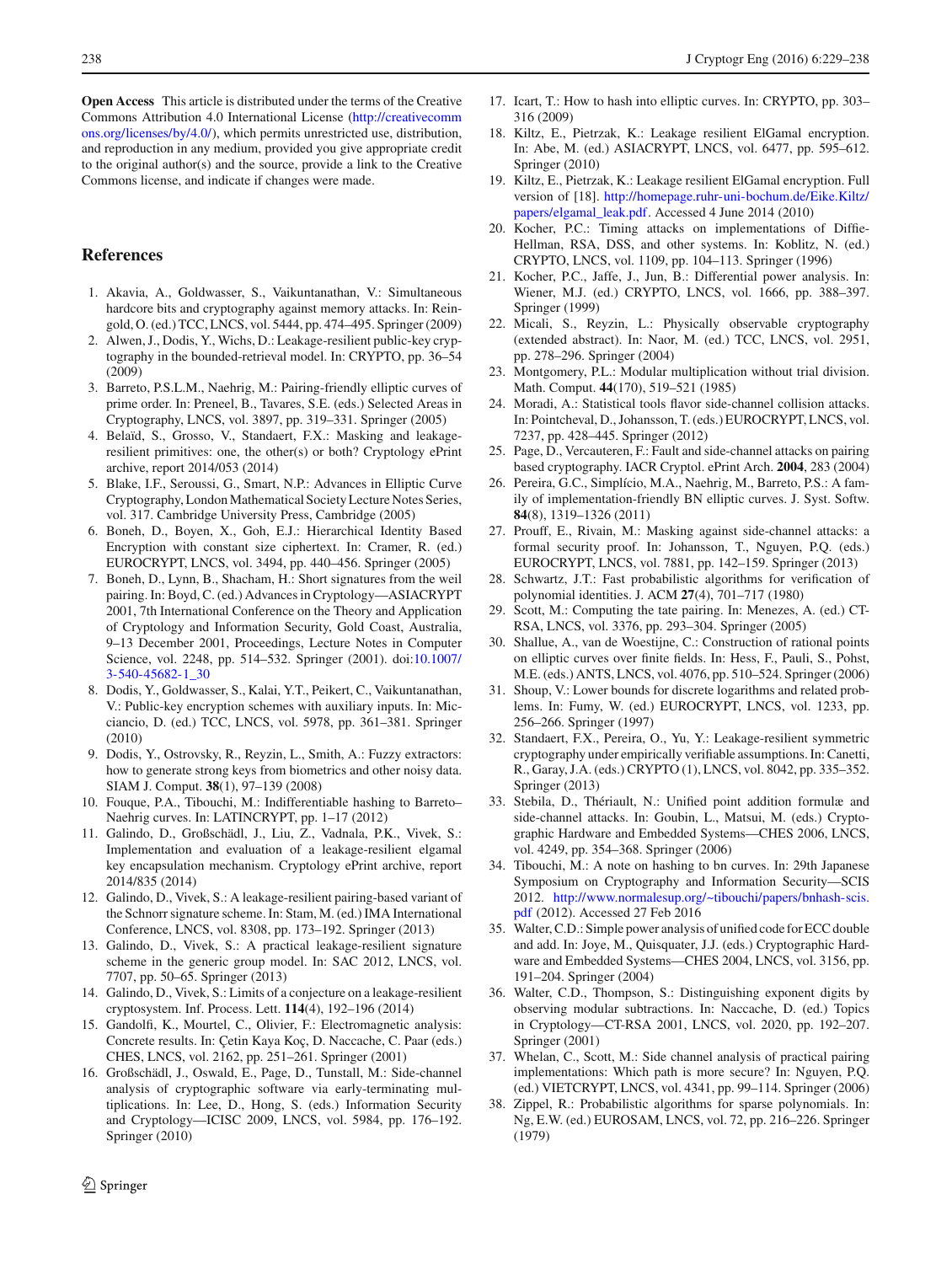**Open Access** This article is distributed under the terms of the Creative Commons Attribution 4.0 International License (http://creativecommons.org/licenses/by/4.0/), which permits unrestricted use, distribution, and reproduction in any medium, provided you give appropriate credit to the original author(s) and the source, provide a link to the Creative Commons license, and indicate if changes were made.

## References

1. Akavia, A., Goldwasser, S., Vaikuntanathan, V.: Simultaneous hardcore bits and cryptography against memory attacks. In: Reingold, O. (ed.) TCC, LNCS, vol. 5444, pp. 474–495. Springer (2009)
2. Alwen, J., Dodis, Y., Wichs, D.: Leakage-resilient public-key cryptography in the bounded-retrieval model. In: CRYPTO, pp. 36–54 (2009)
3. Barreto, P.S.L.M., Naehrig, M.: Pairing-friendly elliptic curves of prime order. In: Preneel, B., Tavares, S.E. (eds.) Selected Areas in Cryptography, LNCS, vol. 3897, pp. 319–331. Springer (2005)
4. Belaïd, S., Grosso, V., Standaert, F.X.: Masking and leakage-resilient primitives: one, the other(s) or both? Cryptology ePrint archive, report 2014/053 (2014)
5. Blake, I.F., Seroussi, G., Smart, N.P.: Advances in Elliptic Curve Cryptography, London Mathematical Society Lecture Notes Series, vol. 317. Cambridge University Press, Cambridge (2005)
6. Boneh, D., Boyen, X., Goh, E.J.: Hierarchical Identity Based Encryption with constant size ciphertext. In: Cramer, R. (ed.) EUROCRYPT, LNCS, vol. 3494, pp. 440–456. Springer (2005)
7. Boneh, D., Lynn, B., Shacham, H.: Short signatures from the weil pairing. In: Boyd, C. (ed.) Advances in Cryptology—ASIACRYPT 2001, 7th International Conference on the Theory and Application of Cryptology and Information Security, Gold Coast, Australia, 9–13 December 2001, Proceedings, Lecture Notes in Computer Science, vol. 2248, pp. 514–532. Springer (2001). doi:10.1007/3-540-45682-1_30
8. Dodis, Y., Goldwasser, S., Kalai, Y.T., Peikert, C., Vaikuntanathan, V.: Public-key encryption schemes with auxiliary inputs. In: Micciancio, D. (ed.) TCC, LNCS, vol. 5978, pp. 361–381. Springer (2010)
9. Dodis, Y., Ostrovsky, R., Reyzin, L., Smith, A.: Fuzzy extractors: how to generate strong keys from biometrics and other noisy data. SIAM J. Comput. **38**(1), 97–139 (2008)
10. Fouque, P.A., Tibouchi, M.: Indifferentiable hashing to Barreto–Naehrig curves. In: LATINCRYPT, pp. 1–17 (2012)
11. Galindo, D., Großschädl, J., Liu, Z., Vadnala, P.K., Vivek, S.: Implementation and evaluation of a leakage-resilient elgamal key encapsulation mechanism. Cryptology ePrint archive, report 2014/835 (2014)
12. Galindo, D., Vivek, S.: A leakage-resilient pairing-based variant of the Schnorr signature scheme. In: Stam, M. (ed.) IMA International Conference, LNCS, vol. 8308, pp. 173–192. Springer (2013)
13. Galindo, D., Vivek, S.: A practical leakage-resilient signature scheme in the generic group model. In: SAC 2012, LNCS, vol. 7707, pp. 50–65. Springer (2013)
14. Galindo, D., Vivek, S.: Limits of a conjecture on a leakage-resilient cryptosystem. Inf. Process. Lett. **114**(4), 192–196 (2014)
15. Gandolfi, K., Mourtel, C., Olivier, F.: Electromagnetic analysis: Concrete results. In: Çetin Kaya Koç, D. Naccache, C. Paar (eds.) CHES, LNCS, vol. 2162, pp. 251–261. Springer (2001)
16. Großschädl, J., Oswald, E., Page, D., Tunstall, M.: Side-channel analysis of cryptographic software via early-terminating multiplications. In: Lee, D., Hong, S. (eds.) Information Security and Cryptology—ICISC 2009, LNCS, vol. 5984, pp. 176–192. Springer (2010)
17. Icart, T.: How to hash into elliptic curves. In: CRYPTO, pp. 303–316 (2009)
18. Kiltz, E., Pietrzak, K.: Leakage resilient ElGamal encryption. In: Abe, M. (ed.) ASIACRYPT, LNCS, vol. 6477, pp. 595–612. Springer (2010)
19. Kiltz, E., Pietrzak, K.: Leakage resilient ElGamal encryption. Full version of [18]. http://homepage.ruhr-uni-bochum.de/Eike.Kiltz/papers/elgamal_leak.pdf. Accessed 4 June 2014 (2010)
20. Kocher, P.C.: Timing attacks on implementations of Diffie-Hellman, RSA, DSS, and other systems. In: Koblitz, N. (ed.) CRYPTO, LNCS, vol. 1109, pp. 104–113. Springer (1996)
21. Kocher, P.C., Jaffe, J., Jun, B.: Differential power analysis. In: Wiener, M.J. (ed.) CRYPTO, LNCS, vol. 1666, pp. 388–397. Springer (1999)
22. Micali, S., Reyzin, L.: Physically observable cryptography (extended abstract). In: Naor, M. (ed.) TCC, LNCS, vol. 2951, pp. 278–296. Springer (2004)
23. Montgomery, P.L.: Modular multiplication without trial division. Math. Comput. **44**(170), 519–521 (1985)
24. Moradi, A.: Statistical tools flavor side-channel collision attacks. In: Pointcheval, D., Johansson, T. (eds.) EUROCRYPT, LNCS, vol. 7237, pp. 428–445. Springer (2012)
25. Page, D., Vercauteren, F.: Fault and side-channel attacks on pairing based cryptography. IACR Cryptol. ePrint Arch. **2004**, 283 (2004)
26. Pereira, G.C., Simplício, M.A., Naehrig, M., Barreto, P.S.: A family of implementation-friendly BN elliptic curves. J. Syst. Softw. **84**(8), 1319–1326 (2011)
27. Prouff, E., Rivain, M.: Masking against side-channel attacks: a formal security proof. In: Johansson, T., Nguyen, P.Q. (eds.) EUROCRYPT, LNCS, vol. 7881, pp. 142–159. Springer (2013)
28. Schwartz, J.T.: Fast probabilistic algorithms for verification of polynomial identities. J. ACM **27**(4), 701–717 (1980)
29. Scott, M.: Computing the tate pairing. In: Menezes, A. (ed.) CT-RSA, LNCS, vol. 3376, pp. 293–304. Springer (2005)
30. Shallue, A., van de Woestijne, C.: Construction of rational points on elliptic curves over finite fields. In: Hess, F., Pauli, S., Pohst, M.E. (eds.) ANTS, LNCS, vol. 4076, pp. 510–524. Springer (2006)
31. Shoup, V.: Lower bounds for discrete logarithms and related problems. In: Fumy, W. (ed.) EUROCRYPT, LNCS, vol. 1233, pp. 256–266. Springer (1997)
32. Standaert, F.X., Pereira, O., Yu, Y.: Leakage-resilient symmetric cryptography under empirically verifiable assumptions. In: Canetti, R., Garay, J.A. (eds.) CRYPTO (1), LNCS, vol. 8042, pp. 335–352. Springer (2013)
33. Stebila, D., Thériault, N.: Unified point addition formulæ and side-channel attacks. In: Goubin, L., Matsui, M. (eds.) Cryptographic Hardware and Embedded Systems—CHES 2006, LNCS, vol. 4249, pp. 354–368. Springer (2006)
34. Tibouchi, M.: A note on hashing to bn curves. In: 29th Japanese Symposium on Cryptography and Information Security—SCIS 2012. http://www.normalesup.org/~tibouchi/papers/bnhash-scis.pdf (2012). Accessed 27 Feb 2016
35. Walter, C.D.: Simple power analysis of unified code for ECC double and add. In: Joye, M., Quisquater, J.J. (eds.) Cryptographic Hardware and Embedded Systems—CHES 2004, LNCS, vol. 3156, pp. 191–204. Springer (2004)
36. Walter, C.D., Thompson, S.: Distinguishing exponent digits by observing modular subtractions. In: Naccache, D. (ed.) Topics in Cryptology—CT-RSA 2001, LNCS, vol. 2020, pp. 192–207. Springer (2001)
37. Whelan, C., Scott, M.: Side channel analysis of practical pairing implementations: Which path is more secure? In: Nguyen, P.Q. (ed.) VIETCRYPT, LNCS, vol. 4341, pp. 99–114. Springer (2006)
38. Zippel, R.: Probabilistic algorithms for sparse polynomials. In: Ng, E.W. (ed.) EUROSAM, LNCS, vol. 72, pp. 216–226. Springer (1979)